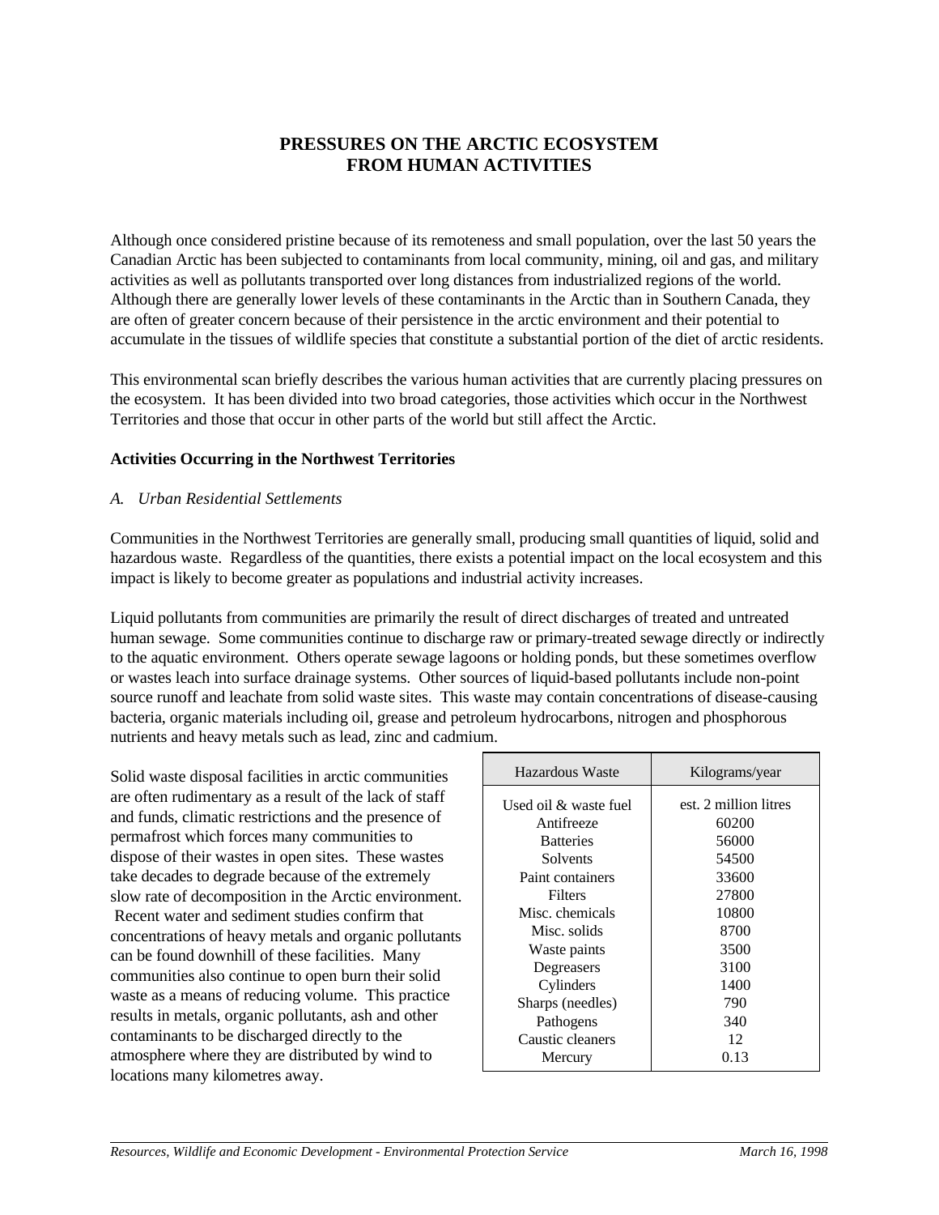# PRESSURES ON THE ARCTIC ECOSYSTEM FROM HUMAN ACTIVITIES

Although once considered pristine because of its remoteness and small population, over the last 50 years the Canadian Arctic has been subjected to contaminants from local community, mining, oil and gas, and military activities as well as pollutants transported over long distances from industrialized regions of the world. Although there are generally lower levels of these contaminants in the Arctic than in Southern Canada, they are often of greater concern because of their persistence in the arctic environment and their potential to accumulate in the tissues of wildlife species that constitute a substantial portion of the diet of arctic residents.

This environmental scan briefly describes the various human activities that are currently placing pressures on the ecosystem. It has been divided into two broad categories, those activities which occur in the Northwest Territories and those that occur in other parts of the world but still affect the Arctic.

## Activities Occurring in the Northwest Territories

### *A. Urban Residential Settlements*

Communities in the Northwest Territories are generally small, producing small quantities of liquid, solid and hazardous waste. Regardless of the quantities, there exists a potential impact on the local ecosystem and this impact is likely to become greater as populations and industrial activity increases.

Liquid pollutants from communities are primarily the result of direct discharges of treated and untreated human sewage. Some communities continue to discharge raw or primary-treated sewage directly or indirectly to the aquatic environment. Others operate sewage lagoons or holding ponds, but these sometimes overflow or wastes leach into surface drainage systems. Other sources of liquid-based pollutants include non-point source runoff and leachate from solid waste sites. This waste may contain concentrations of disease-causing bacteria, organic materials including oil, grease and petroleum hydrocarbons, nitrogen and phosphorous nutrients and heavy metals such as lead, zinc and cadmium.

Solid waste disposal facilities in arctic communities are often rudimentary as a result of the lack of staff and funds, climatic restrictions and the presence of permafrost which forces many communities to dispose of their wastes in open sites. These wastes take decades to degrade because of the extremely slow rate of decomposition in the Arctic environment. Recent water and sediment studies confirm that concentrations of heavy metals and organic pollutants can be found downhill of these facilities. Many communities also continue to open burn their solid waste as a means of reducing volume. This practice results in metals, organic pollutants, ash and other contaminants to be discharged directly to the atmosphere where they are distributed by wind to locations many kilometres away.

| Hazardous Waste | Kilograms/year |
|---|---|
| Used oil & waste fuel | est. 2 million litres |
| Antifreeze | 60200 |
| Batteries | 56000 |
| Solvents | 54500 |
| Paint containers | 33600 |
| Filters | 27800 |
| Misc. chemicals | 10800 |
| Misc. solids | 8700 |
| Waste paints | 3500 |
| Degreasers | 3100 |
| Cylinders | 1400 |
| Sharps (needles) | 790 |
| Pathogens | 340 |
| Caustic cleaners | 12 |
| Mercury | 0.13 |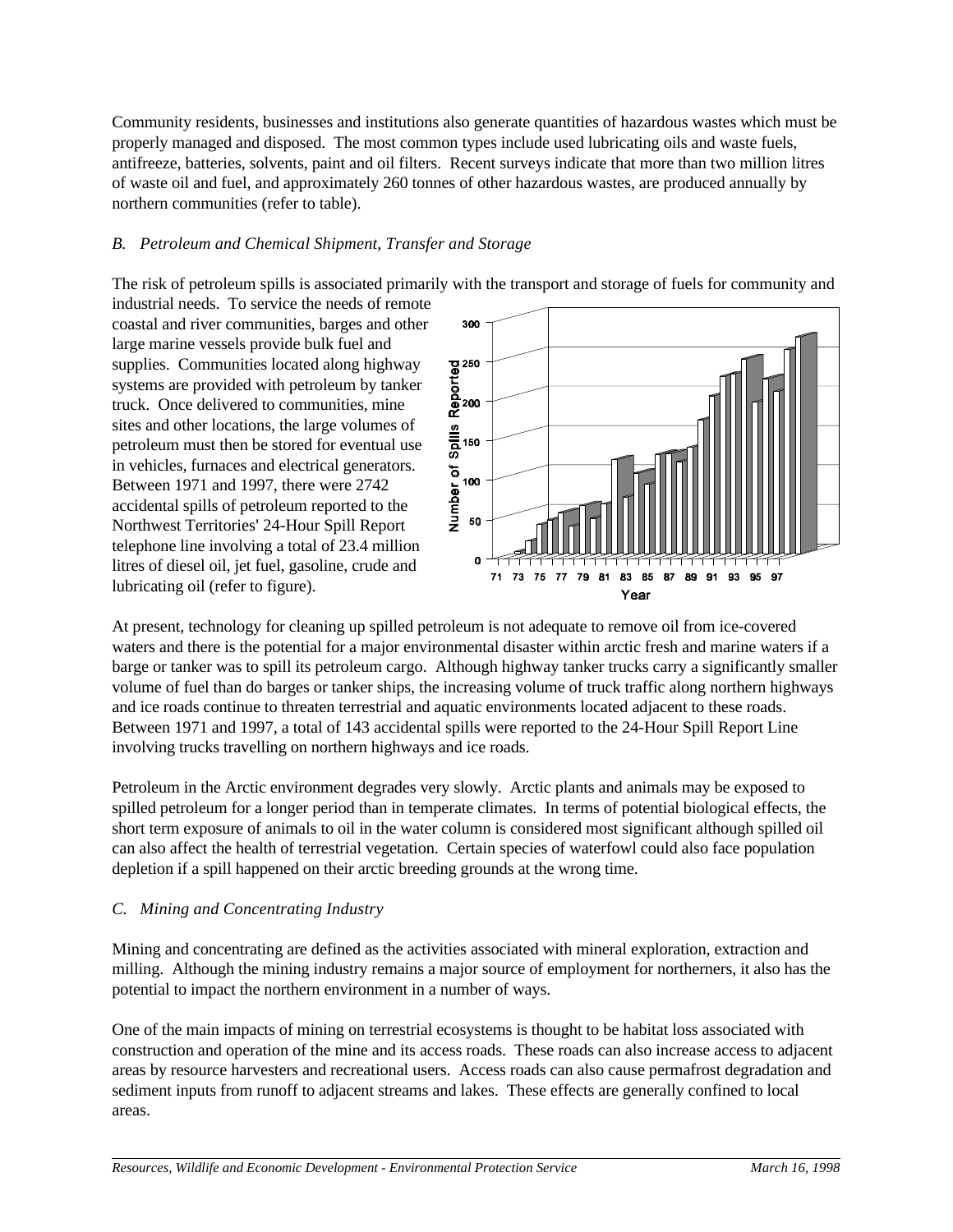Community residents, businesses and institutions also generate quantities of hazardous wastes which must be properly managed and disposed. The most common types include used lubricating oils and waste fuels, antifreeze, batteries, solvents, paint and oil filters. Recent surveys indicate that more than two million litres of waste oil and fuel, and approximately 260 tonnes of other hazardous wastes, are produced annually by northern communities (refer to table).

### *B. Petroleum and Chemical Shipment, Transfer and Storage*

The risk of petroleum spills is associated primarily with the transport and storage of fuels for community and industrial needs. To service the needs of remote coastal and river communities, barges and other large marine vessels provide bulk fuel and supplies. Communities located along highway systems are provided with petroleum by tanker truck. Once delivered to communities, mine sites and other locations, the large volumes of petroleum must then be stored for eventual use in vehicles, furnaces and electrical generators. Between 1971 and 1997, there were 2742 accidental spills of petroleum reported to the Northwest Territories' 24-Hour Spill Report telephone line involving a total of 23.4 million litres of diesel oil, jet fuel, gasoline, crude and lubricating oil (refer to figure).

At present, technology for cleaning up spilled petroleum is not adequate to remove oil from ice-covered waters and there is the potential for a major environmental disaster within arctic fresh and marine waters if a barge or tanker was to spill its petroleum cargo. Although highway tanker trucks carry a significantly smaller volume of fuel than do barges or tanker ships, the increasing volume of truck traffic along northern highways and ice roads continue to threaten terrestrial and aquatic environments located adjacent to these roads. Between 1971 and 1997, a total of 143 accidental spills were reported to the 24-Hour Spill Report Line involving trucks travelling on northern highways and ice roads.

Petroleum in the Arctic environment degrades very slowly. Arctic plants and animals may be exposed to spilled petroleum for a longer period than in temperate climates. In terms of potential biological effects, the short term exposure of animals to oil in the water column is considered most significant although spilled oil can also affect the health of terrestrial vegetation. Certain species of waterfowl could also face population depletion if a spill happened on their arctic breeding grounds at the wrong time.

### *C. Mining and Concentrating Industry*

Mining and concentrating are defined as the activities associated with mineral exploration, extraction and milling. Although the mining industry remains a major source of employment for northerners, it also has the potential to impact the northern environment in a number of ways.

One of the main impacts of mining on terrestrial ecosystems is thought to be habitat loss associated with construction and operation of the mine and its access roads. These roads can also increase access to adjacent areas by resource harvesters and recreational users. Access roads can also cause permafrost degradation and sediment inputs from runoff to adjacent streams and lakes. These effects are generally confined to local areas.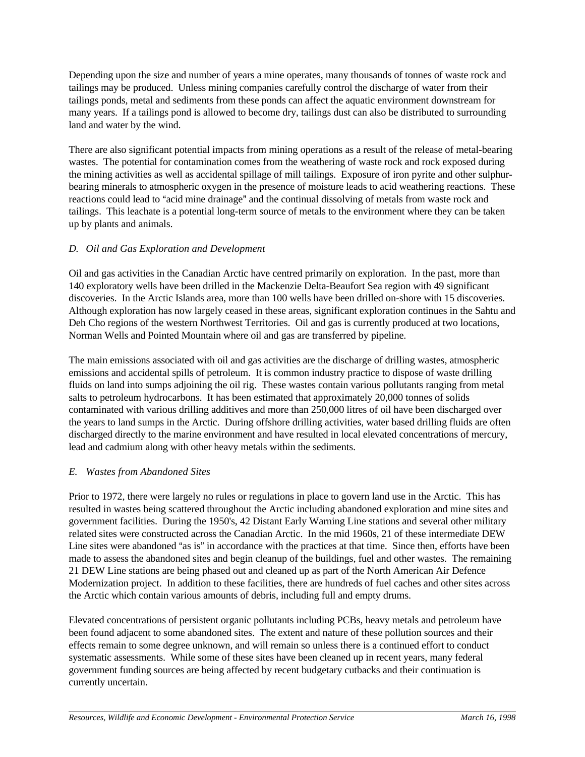Depending upon the size and number of years a mine operates, many thousands of tonnes of waste rock and tailings may be produced. Unless mining companies carefully control the discharge of water from their tailings ponds, metal and sediments from these ponds can affect the aquatic environment downstream for many years. If a tailings pond is allowed to become dry, tailings dust can also be distributed to surrounding land and water by the wind.

There are also significant potential impacts from mining operations as a result of the release of metal-bearing wastes. The potential for contamination comes from the weathering of waste rock and rock exposed during the mining activities as well as accidental spillage of mill tailings. Exposure of iron pyrite and other sulphur-bearing minerals to atmospheric oxygen in the presence of moisture leads to acid weathering reactions. These reactions could lead to "acid mine drainage" and the continual dissolving of metals from waste rock and tailings. This leachate is a potential long-term source of metals to the environment where they can be taken up by plants and animals.

### *D. Oil and Gas Exploration and Development*

Oil and gas activities in the Canadian Arctic have centred primarily on exploration. In the past, more than 140 exploratory wells have been drilled in the Mackenzie Delta-Beaufort Sea region with 49 significant discoveries. In the Arctic Islands area, more than 100 wells have been drilled on-shore with 15 discoveries. Although exploration has now largely ceased in these areas, significant exploration continues in the Sahtu and Deh Cho regions of the western Northwest Territories. Oil and gas is currently produced at two locations, Norman Wells and Pointed Mountain where oil and gas are transferred by pipeline.

The main emissions associated with oil and gas activities are the discharge of drilling wastes, atmospheric emissions and accidental spills of petroleum. It is common industry practice to dispose of waste drilling fluids on land into sumps adjoining the oil rig. These wastes contain various pollutants ranging from metal salts to petroleum hydrocarbons. It has been estimated that approximately 20,000 tonnes of solids contaminated with various drilling additives and more than 250,000 litres of oil have been discharged over the years to land sumps in the Arctic. During offshore drilling activities, water based drilling fluids are often discharged directly to the marine environment and have resulted in local elevated concentrations of mercury, lead and cadmium along with other heavy metals within the sediments.

### *E. Wastes from Abandoned Sites*

Prior to 1972, there were largely no rules or regulations in place to govern land use in the Arctic. This has resulted in wastes being scattered throughout the Arctic including abandoned exploration and mine sites and government facilities. During the 1950's, 42 Distant Early Warning Line stations and several other military related sites were constructed across the Canadian Arctic. In the mid 1960s, 21 of these intermediate DEW Line sites were abandoned "as is" in accordance with the practices at that time. Since then, efforts have been made to assess the abandoned sites and begin cleanup of the buildings, fuel and other wastes. The remaining 21 DEW Line stations are being phased out and cleaned up as part of the North American Air Defence Modernization project. In addition to these facilities, there are hundreds of fuel caches and other sites across the Arctic which contain various amounts of debris, including full and empty drums.

Elevated concentrations of persistent organic pollutants including PCBs, heavy metals and petroleum have been found adjacent to some abandoned sites. The extent and nature of these pollution sources and their effects remain to some degree unknown, and will remain so unless there is a continued effort to conduct systematic assessments. While some of these sites have been cleaned up in recent years, many federal government funding sources are being affected by recent budgetary cutbacks and their continuation is currently uncertain.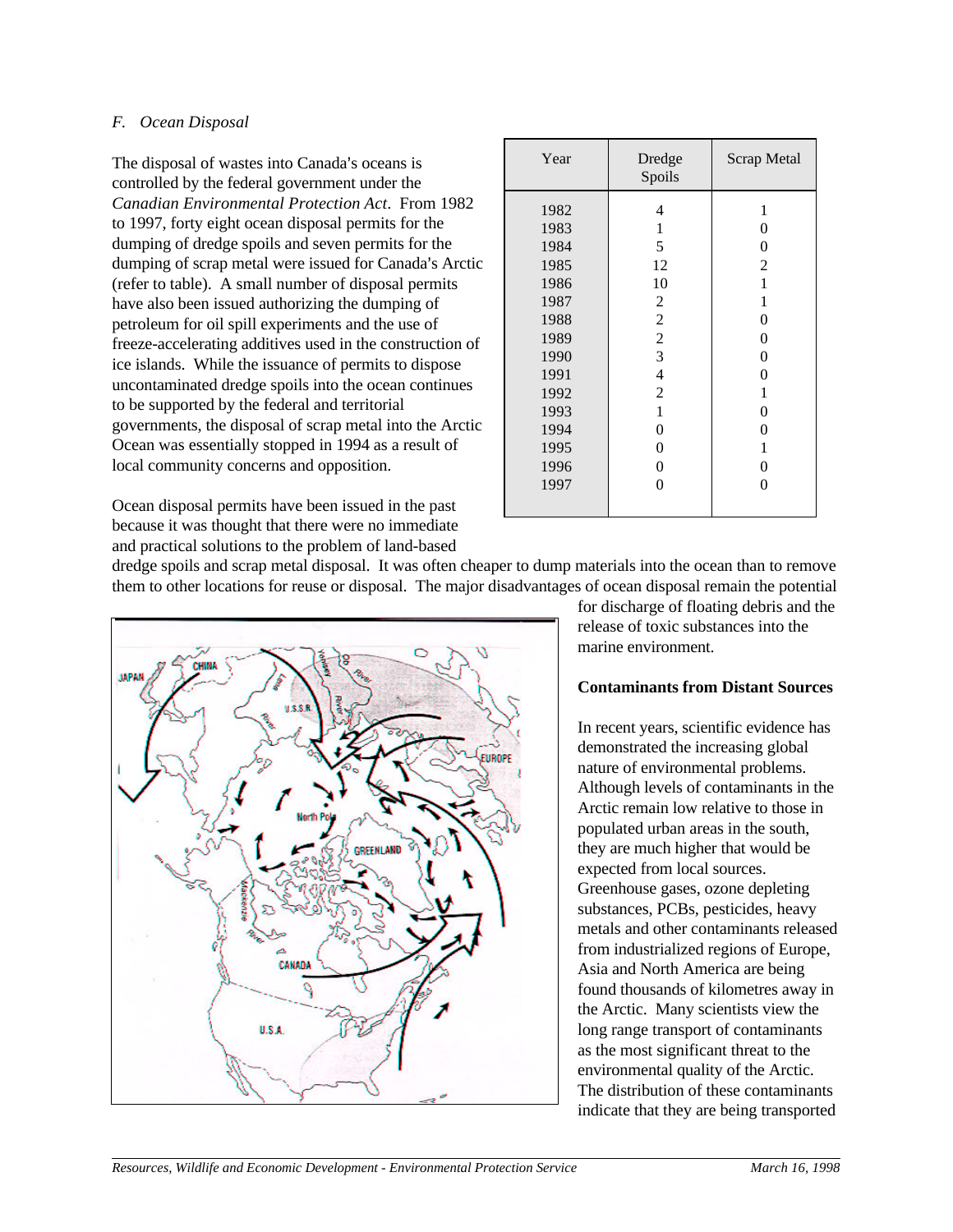*F. Ocean Disposal*

The disposal of wastes into Canada's oceans is controlled by the federal government under the *Canadian Environmental Protection Act*. From 1982 to 1997, forty eight ocean disposal permits for the dumping of dredge spoils and seven permits for the dumping of scrap metal were issued for Canada's Arctic (refer to table). A small number of disposal permits have also been issued authorizing the dumping of petroleum for oil spill experiments and the use of freeze-accelerating additives used in the construction of ice islands. While the issuance of permits to dispose uncontaminated dredge spoils into the ocean continues to be supported by the federal and territorial governments, the disposal of scrap metal into the Arctic Ocean was essentially stopped in 1994 as a result of local community concerns and opposition.

| Year | Dredge Spoils | Scrap Metal |
|---|---|---|
| 1982 | 4 | 1 |
| 1983 | 1 | 0 |
| 1984 | 5 | 0 |
| 1985 | 12 | 2 |
| 1986 | 10 | 1 |
| 1987 | 2 | 1 |
| 1988 | 2 | 0 |
| 1989 | 2 | 0 |
| 1990 | 3 | 0 |
| 1991 | 4 | 0 |
| 1992 | 2 | 1 |
| 1993 | 1 | 0 |
| 1994 | 0 | 0 |
| 1995 | 0 | 1 |
| 1996 | 0 | 0 |
| 1997 | 0 | 0 |

Ocean disposal permits have been issued in the past because it was thought that there were no immediate and practical solutions to the problem of land-based dredge spoils and scrap metal disposal. It was often cheaper to dump materials into the ocean than to remove them to other locations for reuse or disposal. The major disadvantages of ocean disposal remain the potential for discharge of floating debris and the release of toxic substances into the marine environment.

**Contaminants from Distant Sources**

In recent years, scientific evidence has demonstrated the increasing global nature of environmental problems. Although levels of contaminants in the Arctic remain low relative to those in populated urban areas in the south, they are much higher that would be expected from local sources. Greenhouse gases, ozone depleting substances, PCBs, pesticides, heavy metals and other contaminants released from industrialized regions of Europe, Asia and North America are being found thousands of kilometres away in the Arctic. Many scientists view the long range transport of contaminants as the most significant threat to the environmental quality of the Arctic. The distribution of these contaminants indicate that they are being transported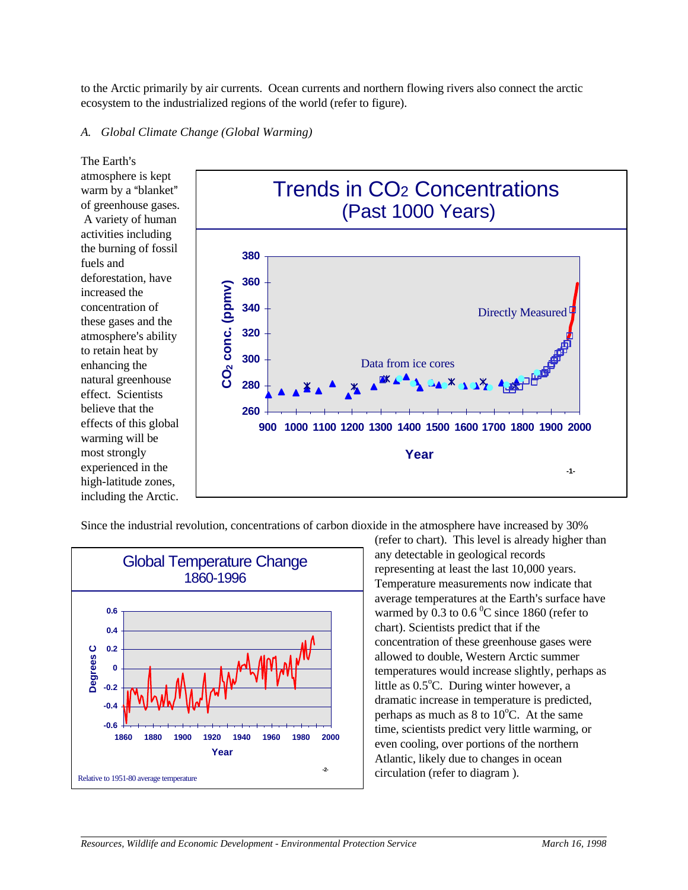to the Arctic primarily by air currents. Ocean currents and northern flowing rivers also connect the arctic ecosystem to the industrialized regions of the world (refer to figure).

*A. Global Climate Change (Global Warming)*

The Earth's atmosphere is kept warm by a "blanket" of greenhouse gases. A variety of human activities including the burning of fossil fuels and deforestation, have increased the concentration of these gases and the atmosphere's ability to retain heat by enhancing the natural greenhouse effect. Scientists believe that the effects of this global warming will be most strongly experienced in the high-latitude zones, including the Arctic.

Since the industrial revolution, concentrations of carbon dioxide in the atmosphere have increased by 30% (refer to chart). This level is already higher than any detectable in geological records representing at least the last 10,000 years. Temperature measurements now indicate that average temperatures at the Earth's surface have warmed by 0.3 to 0.6 $^{0}$C since 1860 (refer to chart). Scientists predict that if the concentration of these greenhouse gases were allowed to double, Western Arctic summer temperatures would increase slightly, perhaps as little as 0.5$^{o}$C. During winter however, a dramatic increase in temperature is predicted, perhaps as much as 8 to 10$^{o}$C. At the same time, scientists predict very little warming, or even cooling, over portions of the northern Atlantic, likely due to changes in ocean circulation (refer to diagram ).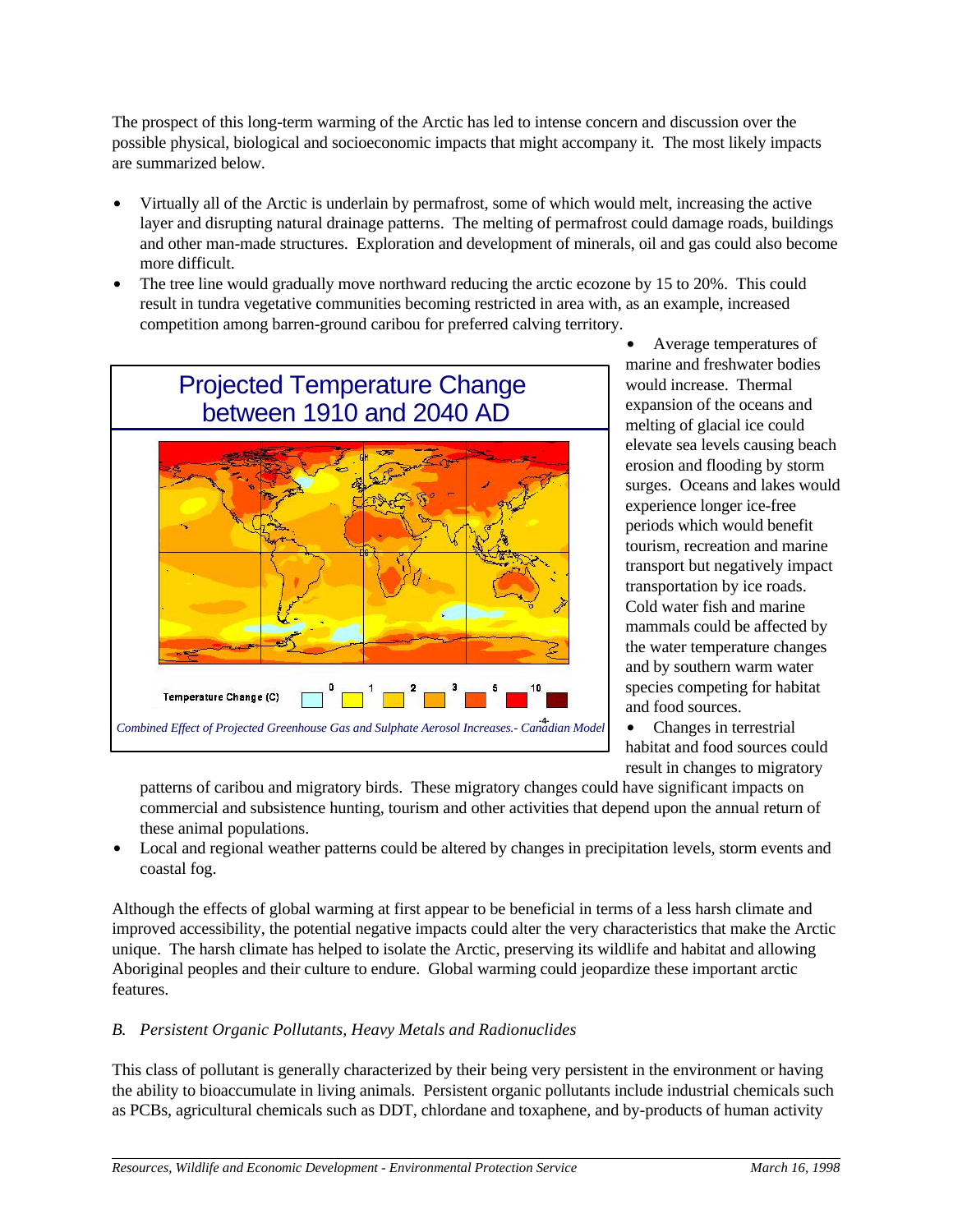The prospect of this long-term warming of the Arctic has led to intense concern and discussion over the possible physical, biological and socioeconomic impacts that might accompany it. The most likely impacts are summarized below.

- Virtually all of the Arctic is underlain by permafrost, some of which would melt, increasing the active layer and disrupting natural drainage patterns. The melting of permafrost could damage roads, buildings and other man-made structures. Exploration and development of minerals, oil and gas could also become more difficult.
- The tree line would gradually move northward reducing the arctic ecozone by 15 to 20%. This could result in tundra vegetative communities becoming restricted in area with, as an example, increased competition among barren-ground caribou for preferred calving territory.
- Average temperatures of marine and freshwater bodies would increase. Thermal expansion of the oceans and melting of glacial ice could elevate sea levels causing beach erosion and flooding by storm surges. Oceans and lakes would experience longer ice-free periods which would benefit tourism, recreation and marine transport but negatively impact transportation by ice roads. Cold water fish and marine mammals could be affected by the water temperature changes and by southern warm water species competing for habitat and food sources.
- Changes in terrestrial habitat and food sources could result in changes to migratory patterns of caribou and migratory birds. These migratory changes could have significant impacts on commercial and subsistence hunting, tourism and other activities that depend upon the annual return of these animal populations.
- Local and regional weather patterns could be altered by changes in precipitation levels, storm events and coastal fog.

**Projected Temperature Change between 1910 and 2040 AD**

Temperature Change (C): 0, 1, 2, 3, 5, 10

*Combined Effect of Projected Greenhouse Gas and Sulphate Aerosol Increases.- Canadian Model*

Although the effects of global warming at first appear to be beneficial in terms of a less harsh climate and improved accessibility, the potential negative impacts could alter the very characteristics that make the Arctic unique. The harsh climate has helped to isolate the Arctic, preserving its wildlife and habitat and allowing Aboriginal peoples and their culture to endure. Global warming could jeopardize these important arctic features.

### *B. Persistent Organic Pollutants, Heavy Metals and Radionuclides*

This class of pollutant is generally characterized by their being very persistent in the environment or having the ability to bioaccumulate in living animals. Persistent organic pollutants include industrial chemicals such as PCBs, agricultural chemicals such as DDT, chlordane and toxaphene, and by-products of human activity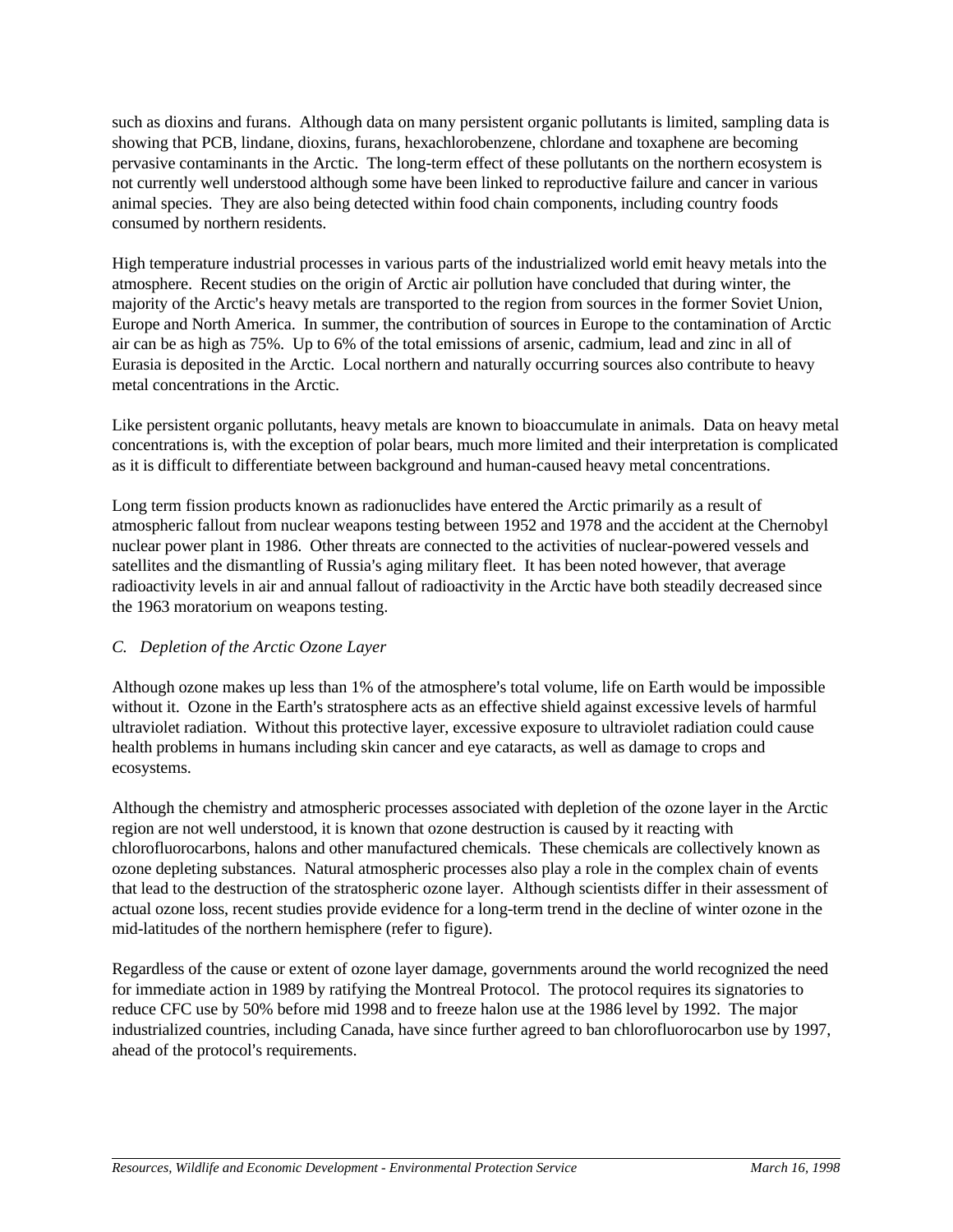such as dioxins and furans. Although data on many persistent organic pollutants is limited, sampling data is showing that PCB, lindane, dioxins, furans, hexachlorobenzene, chlordane and toxaphene are becoming pervasive contaminants in the Arctic. The long-term effect of these pollutants on the northern ecosystem is not currently well understood although some have been linked to reproductive failure and cancer in various animal species. They are also being detected within food chain components, including country foods consumed by northern residents.

High temperature industrial processes in various parts of the industrialized world emit heavy metals into the atmosphere. Recent studies on the origin of Arctic air pollution have concluded that during winter, the majority of the Arctic's heavy metals are transported to the region from sources in the former Soviet Union, Europe and North America. In summer, the contribution of sources in Europe to the contamination of Arctic air can be as high as 75%. Up to 6% of the total emissions of arsenic, cadmium, lead and zinc in all of Eurasia is deposited in the Arctic. Local northern and naturally occurring sources also contribute to heavy metal concentrations in the Arctic.

Like persistent organic pollutants, heavy metals are known to bioaccumulate in animals. Data on heavy metal concentrations is, with the exception of polar bears, much more limited and their interpretation is complicated as it is difficult to differentiate between background and human-caused heavy metal concentrations.

Long term fission products known as radionuclides have entered the Arctic primarily as a result of atmospheric fallout from nuclear weapons testing between 1952 and 1978 and the accident at the Chernobyl nuclear power plant in 1986. Other threats are connected to the activities of nuclear-powered vessels and satellites and the dismantling of Russia's aging military fleet. It has been noted however, that average radioactivity levels in air and annual fallout of radioactivity in the Arctic have both steadily decreased since the 1963 moratorium on weapons testing.

### *C. Depletion of the Arctic Ozone Layer*

Although ozone makes up less than 1% of the atmosphere's total volume, life on Earth would be impossible without it. Ozone in the Earth's stratosphere acts as an effective shield against excessive levels of harmful ultraviolet radiation. Without this protective layer, excessive exposure to ultraviolet radiation could cause health problems in humans including skin cancer and eye cataracts, as well as damage to crops and ecosystems.

Although the chemistry and atmospheric processes associated with depletion of the ozone layer in the Arctic region are not well understood, it is known that ozone destruction is caused by it reacting with chlorofluorocarbons, halons and other manufactured chemicals. These chemicals are collectively known as ozone depleting substances. Natural atmospheric processes also play a role in the complex chain of events that lead to the destruction of the stratospheric ozone layer. Although scientists differ in their assessment of actual ozone loss, recent studies provide evidence for a long-term trend in the decline of winter ozone in the mid-latitudes of the northern hemisphere (refer to figure).

Regardless of the cause or extent of ozone layer damage, governments around the world recognized the need for immediate action in 1989 by ratifying the Montreal Protocol. The protocol requires its signatories to reduce CFC use by 50% before mid 1998 and to freeze halon use at the 1986 level by 1992. The major industrialized countries, including Canada, have since further agreed to ban chlorofluorocarbon use by 1997, ahead of the protocol's requirements.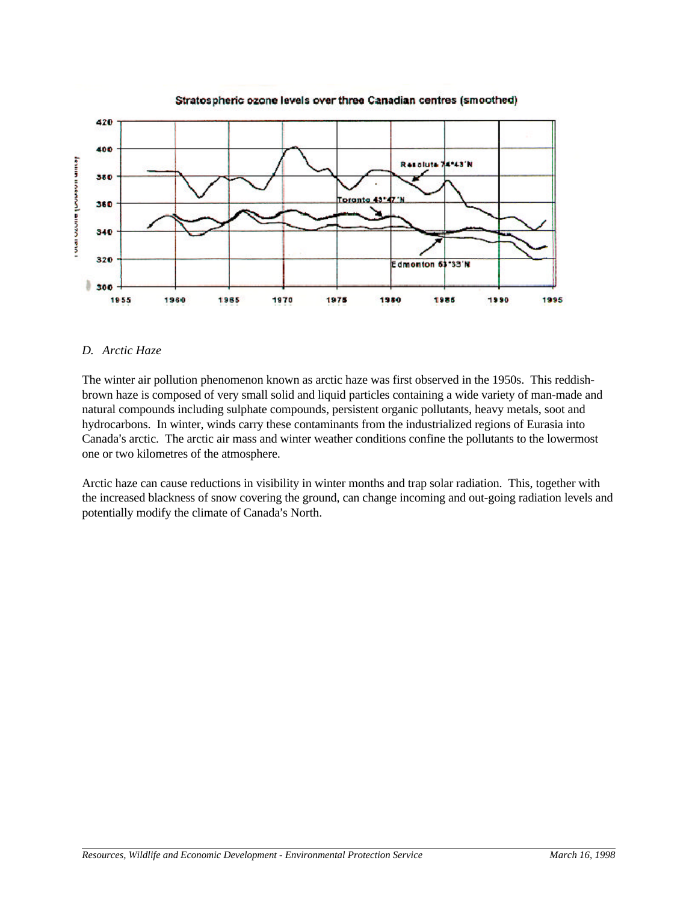Stratospheric ozone levels over three Canadian centres (smoothed)

Total ozone (Dobson units)

420
400
380
360
340
320
300

1955 1960 1965 1970 1975 1980 1985 1990 1995

Resolute 74°43'N

Toronto 43°47'N

Edmonton 53°33'N

*D. Arctic Haze*

The winter air pollution phenomenon known as arctic haze was first observed in the 1950s. This reddish-brown haze is composed of very small solid and liquid particles containing a wide variety of man-made and natural compounds including sulphate compounds, persistent organic pollutants, heavy metals, soot and hydrocarbons. In winter, winds carry these contaminants from the industrialized regions of Eurasia into Canada's arctic. The arctic air mass and winter weather conditions confine the pollutants to the lowermost one or two kilometres of the atmosphere.

Arctic haze can cause reductions in visibility in winter months and trap solar radiation. This, together with the increased blackness of snow covering the ground, can change incoming and out-going radiation levels and potentially modify the climate of Canada's North.